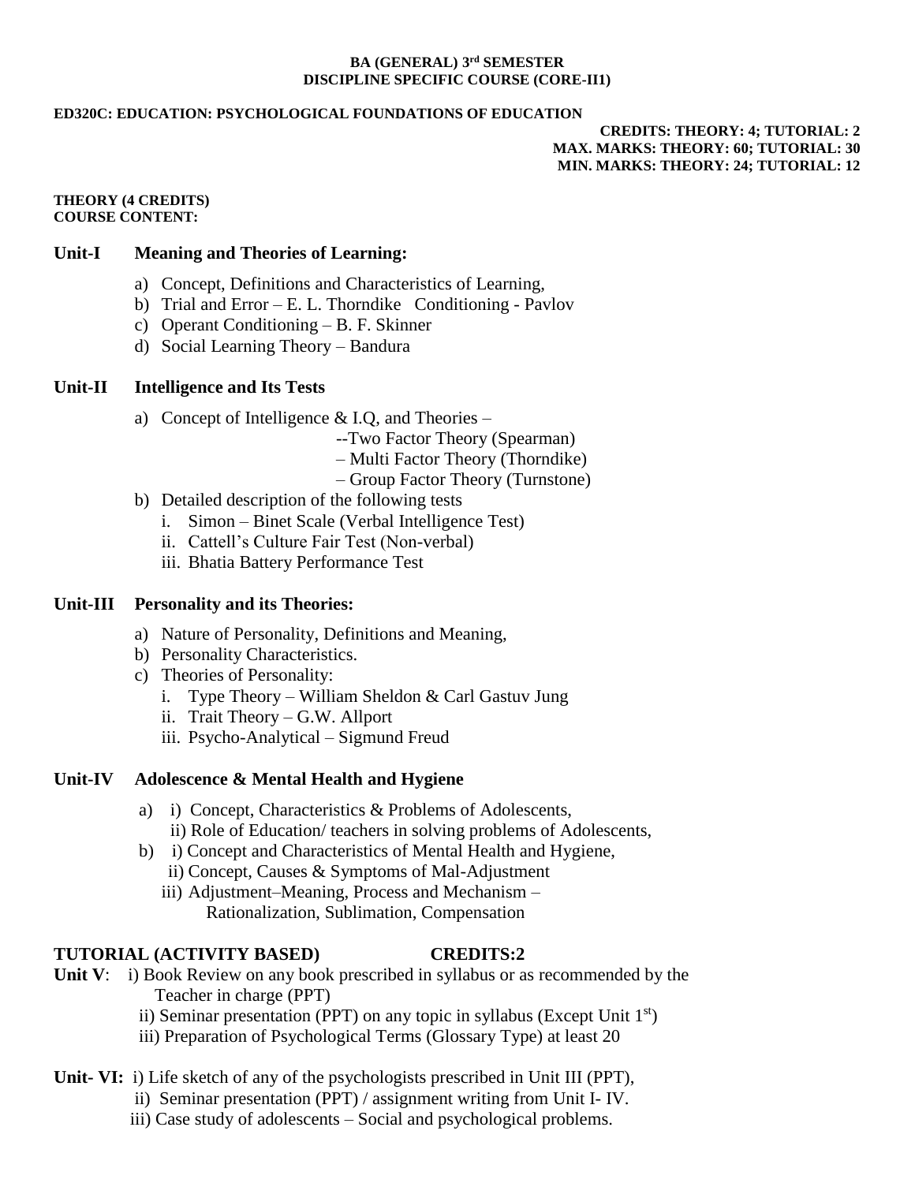**BA (GENERAL) 3rd SEMESTER**
**DISCIPLINE SPECIFIC COURSE (CORE-II1)**

**ED320C: EDUCATION: PSYCHOLOGICAL FOUNDATIONS OF EDUCATION**

**CREDITS: THEORY: 4; TUTORIAL: 2**
**MAX. MARKS: THEORY: 60; TUTORIAL: 30**
**MIN. MARKS: THEORY: 24; TUTORIAL: 12**

**THEORY (4 CREDITS)**
**COURSE CONTENT:**

## Unit-I Meaning and Theories of Learning:

a) Concept, Definitions and Characteristics of Learning,
b) Trial and Error – E. L. Thorndike Conditioning - Pavlov
c) Operant Conditioning – B. F. Skinner
d) Social Learning Theory – Bandura

## Unit-II Intelligence and Its Tests

a) Concept of Intelligence & I.Q, and Theories –
   --Two Factor Theory (Spearman)
   – Multi Factor Theory (Thorndike)
   – Group Factor Theory (Turnstone)
b) Detailed description of the following tests
   i. Simon – Binet Scale (Verbal Intelligence Test)
   ii. Cattell's Culture Fair Test (Non-verbal)
   iii. Bhatia Battery Performance Test

## Unit-III Personality and its Theories:

a) Nature of Personality, Definitions and Meaning,
b) Personality Characteristics.
c) Theories of Personality:
   i. Type Theory – William Sheldon & Carl Gastuv Jung
   ii. Trait Theory – G.W. Allport
   iii. Psycho-Analytical – Sigmund Freud

## Unit-IV Adolescence & Mental Health and Hygiene

a) i) Concept, Characteristics & Problems of Adolescents,
   ii) Role of Education/ teachers in solving problems of Adolescents,
b) i) Concept and Characteristics of Mental Health and Hygiene,
   ii) Concept, Causes & Symptoms of Mal-Adjustment
   iii) Adjustment–Meaning, Process and Mechanism –
   Rationalization, Sublimation, Compensation

## TUTORIAL (ACTIVITY BASED) CREDITS:2

**Unit V**: i) Book Review on any book prescribed in syllabus or as recommended by the Teacher in charge (PPT)
ii) Seminar presentation (PPT) on any topic in syllabus (Except Unit 1st)
iii) Preparation of Psychological Terms (Glossary Type) at least 20

**Unit- VI:** i) Life sketch of any of the psychologists prescribed in Unit III (PPT),
ii) Seminar presentation (PPT) / assignment writing from Unit I- IV.
iii) Case study of adolescents – Social and psychological problems.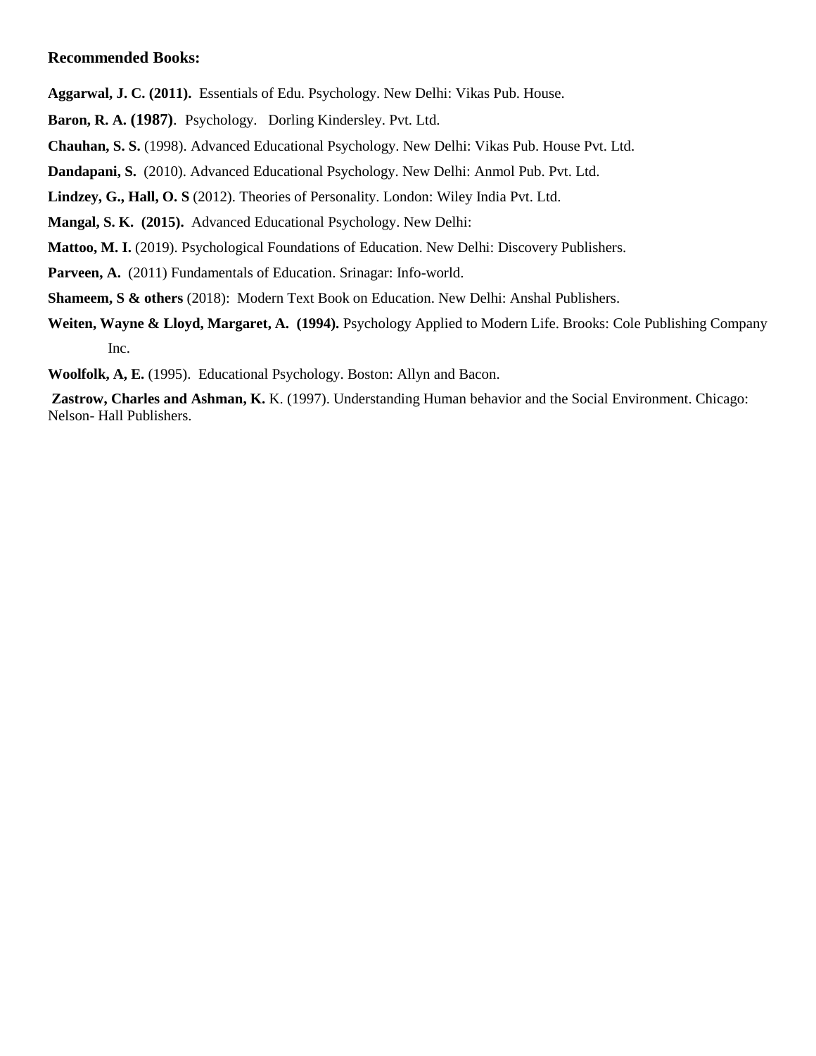### Recommended Books:

**Aggarwal, J. C. (2011).** Essentials of Edu. Psychology. New Delhi: Vikas Pub. House.

**Baron, R. A. (1987)**. Psychology. Dorling Kindersley. Pvt. Ltd.

**Chauhan, S. S.** (1998). Advanced Educational Psychology. New Delhi: Vikas Pub. House Pvt. Ltd.

**Dandapani, S.** (2010). Advanced Educational Psychology. New Delhi: Anmol Pub. Pvt. Ltd.

**Lindzey, G., Hall, O. S** (2012). Theories of Personality. London: Wiley India Pvt. Ltd.

**Mangal, S. K. (2015).** Advanced Educational Psychology. New Delhi:

**Mattoo, M. I.** (2019). Psychological Foundations of Education. New Delhi: Discovery Publishers.

**Parveen, A.** (2011) Fundamentals of Education. Srinagar: Info-world.

**Shameem, S & others** (2018): Modern Text Book on Education. New Delhi: Anshal Publishers.

**Weiten, Wayne & Lloyd, Margaret, A. (1994).** Psychology Applied to Modern Life. Brooks: Cole Publishing Company Inc.

**Woolfolk, A, E.** (1995). Educational Psychology. Boston: Allyn and Bacon.

**Zastrow, Charles and Ashman, K.** K. (1997). Understanding Human behavior and the Social Environment. Chicago: Nelson- Hall Publishers.